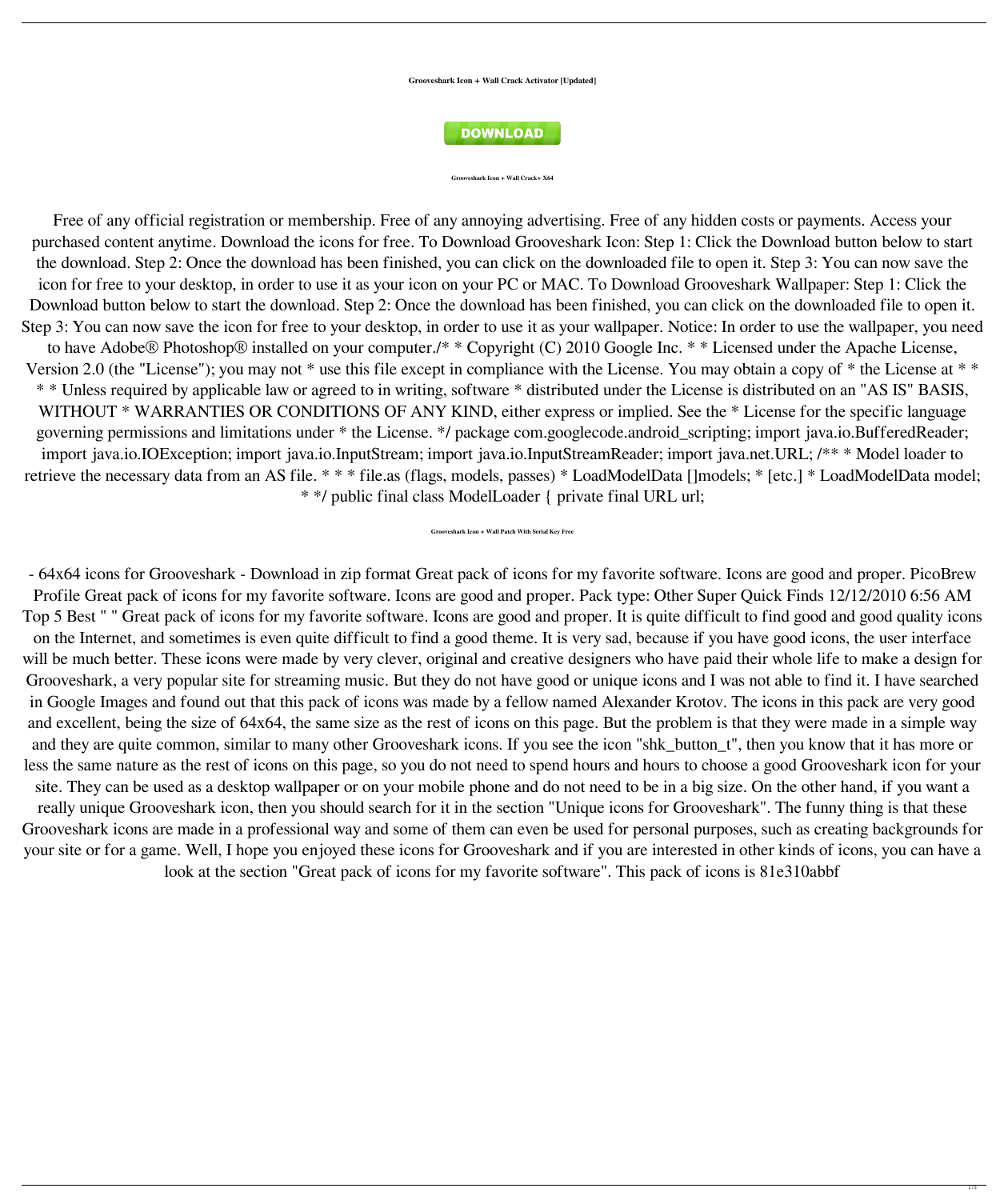**Grooveshark Icon + Wall Crack Activator [Updated]**

DOWNLOAD

**Grooveshark Icon + Wall Crack+ X64**

Free of any official registration or membership. Free of any annoying advertising. Free of any hidden costs or payments. Access your purchased content anytime. Download the icons for free. To Download Grooveshark Icon: Step 1: Click the Download button below to start the download. Step 2: Once the download has been finished, you can click on the downloaded file to open it. Step 3: You can now save the icon for free to your desktop, in order to use it as your icon on your PC or MAC. To Download Grooveshark Wallpaper: Step 1: Click the Download button below to start the download. Step 2: Once the download has been finished, you can click on the downloaded file to open it. Step 3: You can now save the icon for free to your desktop, in order to use it as your wallpaper. Notice: In order to use the wallpaper, you need to have Adobe® Photoshop® installed on your computer./* * Copyright (C) 2010 Google Inc. * * Licensed under the Apache License, Version 2.0 (the "License"); you may not * use this file except in compliance with the License. You may obtain a copy of * the License at * * * * Unless required by applicable law or agreed to in writing, software * distributed under the License is distributed on an "AS IS" BASIS, WITHOUT * WARRANTIES OR CONDITIONS OF ANY KIND, either express or implied. See the * License for the specific language governing permissions and limitations under * the License. */ package com.googlecode.android_scripting; import java.io.BufferedReader; import java.io.IOException; import java.io.InputStream; import java.io.InputStreamReader; import java.net.URL; /** * Model loader to retrieve the necessary data from an AS file. * * * file.as (flags, models, passes) * LoadModelData []models; * [etc.] * LoadModelData model; * */ public final class ModelLoader { private final URL url;

**Grooveshark Icon + Wall Patch With Serial Key Free**

- 64x64 icons for Grooveshark - Download in zip format Great pack of icons for my favorite software. Icons are good and proper. PicoBrew Profile Great pack of icons for my favorite software. Icons are good and proper. Pack type: Other Super Quick Finds 12/12/2010 6:56 AM Top 5 Best " " Great pack of icons for my favorite software. Icons are good and proper. It is quite difficult to find good and good quality icons on the Internet, and sometimes is even quite difficult to find a good theme. It is very sad, because if you have good icons, the user interface will be much better. These icons were made by very clever, original and creative designers who have paid their whole life to make a design for Grooveshark, a very popular site for streaming music. But they do not have good or unique icons and I was not able to find it. I have searched in Google Images and found out that this pack of icons was made by a fellow named Alexander Krotov. The icons in this pack are very good and excellent, being the size of 64x64, the same size as the rest of icons on this page. But the problem is that they were made in a simple way and they are quite common, similar to many other Grooveshark icons. If you see the icon "shk_button_t", then you know that it has more or less the same nature as the rest of icons on this page, so you do not need to spend hours and hours to choose a good Grooveshark icon for your site. They can be used as a desktop wallpaper or on your mobile phone and do not need to be in a big size. On the other hand, if you want a really unique Grooveshark icon, then you should search for it in the section "Unique icons for Grooveshark". The funny thing is that these Grooveshark icons are made in a professional way and some of them can even be used for personal purposes, such as creating backgrounds for your site or for a game. Well, I hope you enjoyed these icons for Grooveshark and if you are interested in other kinds of icons, you can have a look at the section "Great pack of icons for my favorite software". This pack of icons is 81e310abbf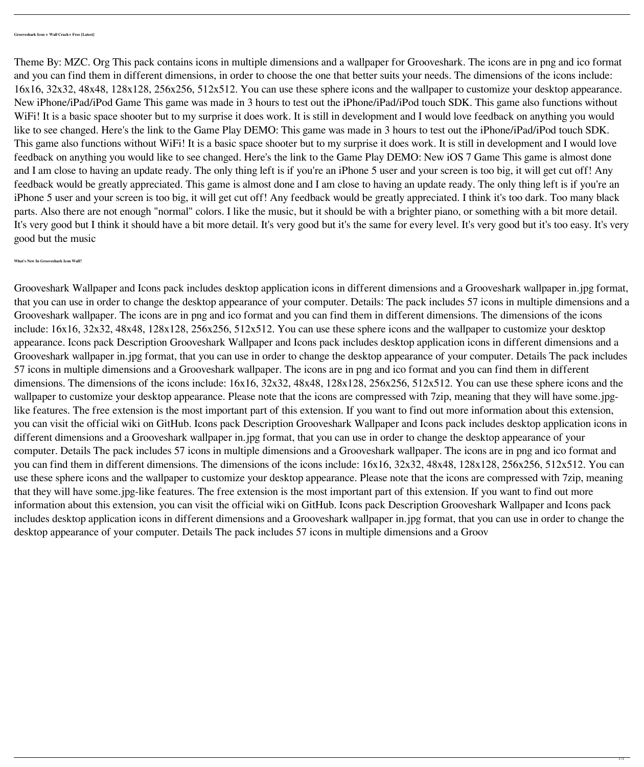**Grooveshark Icon + Wall Crack+ Free [Latest]**

Theme By: MZC. Org This pack contains icons in multiple dimensions and a wallpaper for Grooveshark. The icons are in png and ico format and you can find them in different dimensions, in order to choose the one that better suits your needs. The dimensions of the icons include: 16x16, 32x32, 48x48, 128x128, 256x256, 512x512. You can use these sphere icons and the wallpaper to customize your desktop appearance. New iPhone/iPad/iPod Game This game was made in 3 hours to test out the iPhone/iPad/iPod touch SDK. This game also functions without WiFi! It is a basic space shooter but to my surprise it does work. It is still in development and I would love feedback on anything you would like to see changed. Here's the link to the Game Play DEMO: This game was made in 3 hours to test out the iPhone/iPad/iPod touch SDK. This game also functions without WiFi! It is a basic space shooter but to my surprise it does work. It is still in development and I would love feedback on anything you would like to see changed. Here's the link to the Game Play DEMO: New iOS 7 Game This game is almost done and I am close to having an update ready. The only thing left is if you're an iPhone 5 user and your screen is too big, it will get cut off! Any feedback would be greatly appreciated. This game is almost done and I am close to having an update ready. The only thing left is if you're an iPhone 5 user and your screen is too big, it will get cut off! Any feedback would be greatly appreciated. I think it's too dark. Too many black parts. Also there are not enough "normal" colors. I like the music, but it should be with a brighter piano, or something with a bit more detail. It's very good but I think it should have a bit more detail. It's very good but it's the same for every level. It's very good but it's too easy. It's very good but the music

**What's New In Grooveshark Icon Wall?**

Grooveshark Wallpaper and Icons pack includes desktop application icons in different dimensions and a Grooveshark wallpaper in.jpg format, that you can use in order to change the desktop appearance of your computer. Details: The pack includes 57 icons in multiple dimensions and a Grooveshark wallpaper. The icons are in png and ico format and you can find them in different dimensions. The dimensions of the icons include: 16x16, 32x32, 48x48, 128x128, 256x256, 512x512. You can use these sphere icons and the wallpaper to customize your desktop appearance. Icons pack Description Grooveshark Wallpaper and Icons pack includes desktop application icons in different dimensions and a Grooveshark wallpaper in.jpg format, that you can use in order to change the desktop appearance of your computer. Details The pack includes 57 icons in multiple dimensions and a Grooveshark wallpaper. The icons are in png and ico format and you can find them in different dimensions. The dimensions of the icons include: 16x16, 32x32, 48x48, 128x128, 256x256, 512x512. You can use these sphere icons and the wallpaper to customize your desktop appearance. Please note that the icons are compressed with 7zip, meaning that they will have some.jpg-like features. The free extension is the most important part of this extension. If you want to find out more information about this extension, you can visit the official wiki on GitHub. Icons pack Description Grooveshark Wallpaper and Icons pack includes desktop application icons in different dimensions and a Grooveshark wallpaper in.jpg format, that you can use in order to change the desktop appearance of your computer. Details The pack includes 57 icons in multiple dimensions and a Grooveshark wallpaper. The icons are in png and ico format and you can find them in different dimensions. The dimensions of the icons include: 16x16, 32x32, 48x48, 128x128, 256x256, 512x512. You can use these sphere icons and the wallpaper to customize your desktop appearance. Please note that the icons are compressed with 7zip, meaning that they will have some.jpg-like features. The free extension is the most important part of this extension. If you want to find out more information about this extension, you can visit the official wiki on GitHub. Icons pack Description Grooveshark Wallpaper and Icons pack includes desktop application icons in different dimensions and a Grooveshark wallpaper in.jpg format, that you can use in order to change the desktop appearance of your computer. Details The pack includes 57 icons in multiple dimensions and a Groov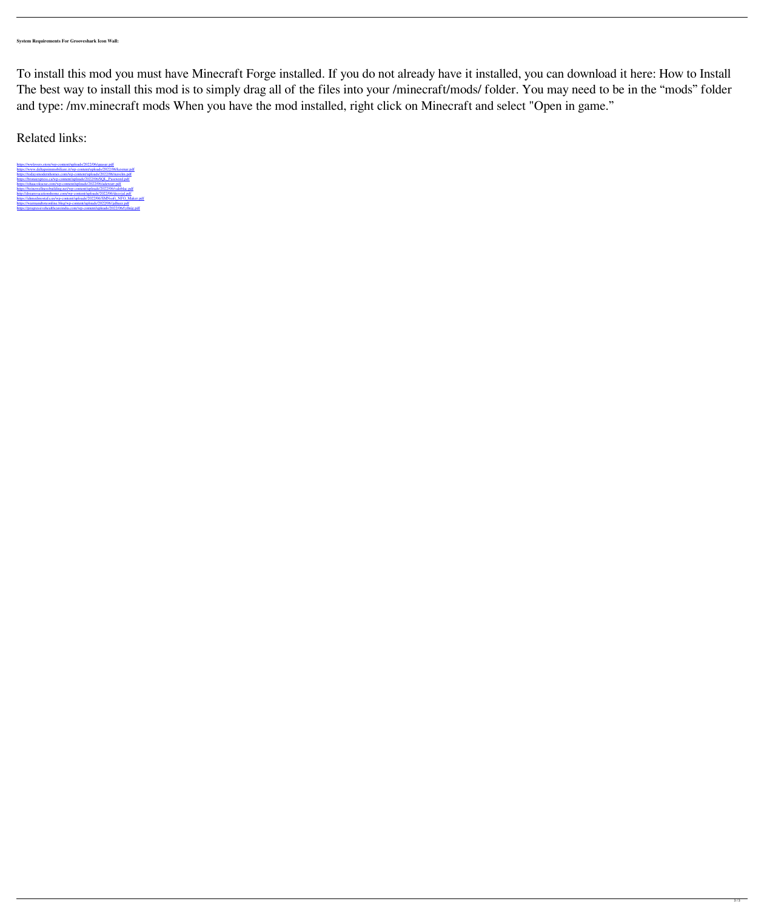**System Requirements For Grooveshark Icon Wall:**

To install this mod you must have Minecraft Forge installed. If you do not already have it installed, you can download it here: How to Install The best way to install this mod is to simply drag all of the files into your /minecraft/mods/ folder. You may need to be in the "mods" folder and type: /mv.minecraft mods When you have the mod installed, right click on Minecraft and select "Open in game."

Related links:

https://wwlovers.store/wp-content/uploads/2022/06/quasar.pdf
https://www.deltapointimmobiliare.it/wp-content/uploads/2022/06/kosmar.pdf
https://todaysmodernhomes.com/wp-content/uploads/2022/06/navelin.pdf
https://bromedexpress.ca/wp-content/uploads/2022/06/SQL_Password.pdf
https://ohaacokucuz.com/wp-content/uploads/2022/06/adewarr.pdf
https://beinewellnessbuilding.net/wp-content/uploads/2022/06/yalobla.pdf
http://dreamvacationshome.com/wp-content/uploads/2022/06/deoyjal.pdf
https://ahmedmostafa.us/wp-content/uploads/2022/06/SMNsoft_NFO_Maker.pdf
https://warriorshomeonline.blog/wp-content/uploads/2022/06/alhaze.pdf
https://progressivehealthcareindia.com/wp-content/uploads/2022/06/ylbrig.pdf